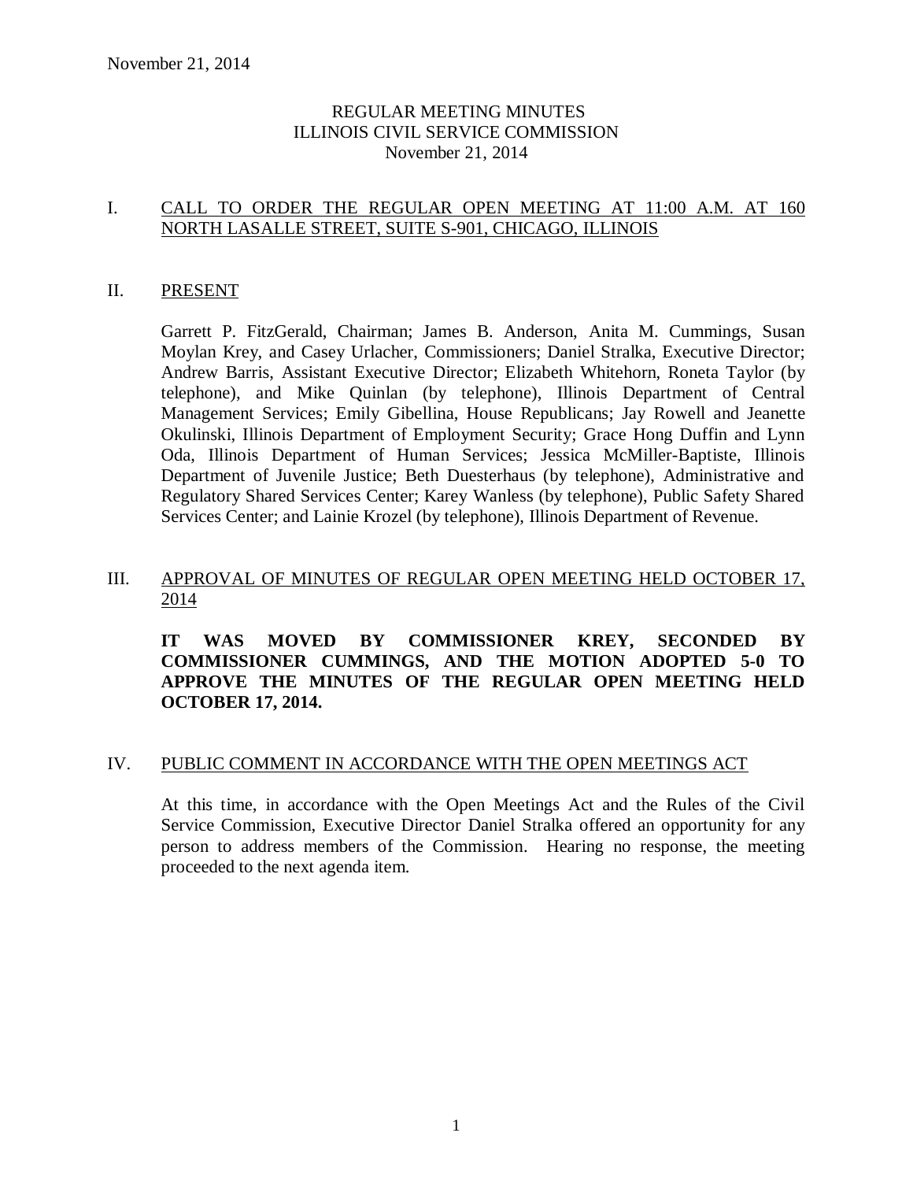# REGULAR MEETING MINUTES
# ILLINOIS CIVIL SERVICE COMMISSION
# November 21, 2014

## I. CALL TO ORDER THE REGULAR OPEN MEETING AT 11:00 A.M. AT 160 NORTH LASALLE STREET, SUITE S-901, CHICAGO, ILLINOIS

## II. PRESENT

Garrett P. FitzGerald, Chairman; James B. Anderson, Anita M. Cummings, Susan Moylan Krey, and Casey Urlacher, Commissioners; Daniel Stralka, Executive Director; Andrew Barris, Assistant Executive Director; Elizabeth Whitehorn, Roneta Taylor (by telephone), and Mike Quinlan (by telephone), Illinois Department of Central Management Services; Emily Gibellina, House Republicans; Jay Rowell and Jeanette Okulinski, Illinois Department of Employment Security; Grace Hong Duffin and Lynn Oda, Illinois Department of Human Services; Jessica McMiller-Baptiste, Illinois Department of Juvenile Justice; Beth Duesterhaus (by telephone), Administrative and Regulatory Shared Services Center; Karey Wanless (by telephone), Public Safety Shared Services Center; and Lainie Krozel (by telephone), Illinois Department of Revenue.

## III. APPROVAL OF MINUTES OF REGULAR OPEN MEETING HELD OCTOBER 17, 2014

**IT WAS MOVED BY COMMISSIONER KREY, SECONDED BY COMMISSIONER CUMMINGS, AND THE MOTION ADOPTED 5-0 TO APPROVE THE MINUTES OF THE REGULAR OPEN MEETING HELD OCTOBER 17, 2014.**

## IV. PUBLIC COMMENT IN ACCORDANCE WITH THE OPEN MEETINGS ACT

At this time, in accordance with the Open Meetings Act and the Rules of the Civil Service Commission, Executive Director Daniel Stralka offered an opportunity for any person to address members of the Commission. Hearing no response, the meeting proceeded to the next agenda item.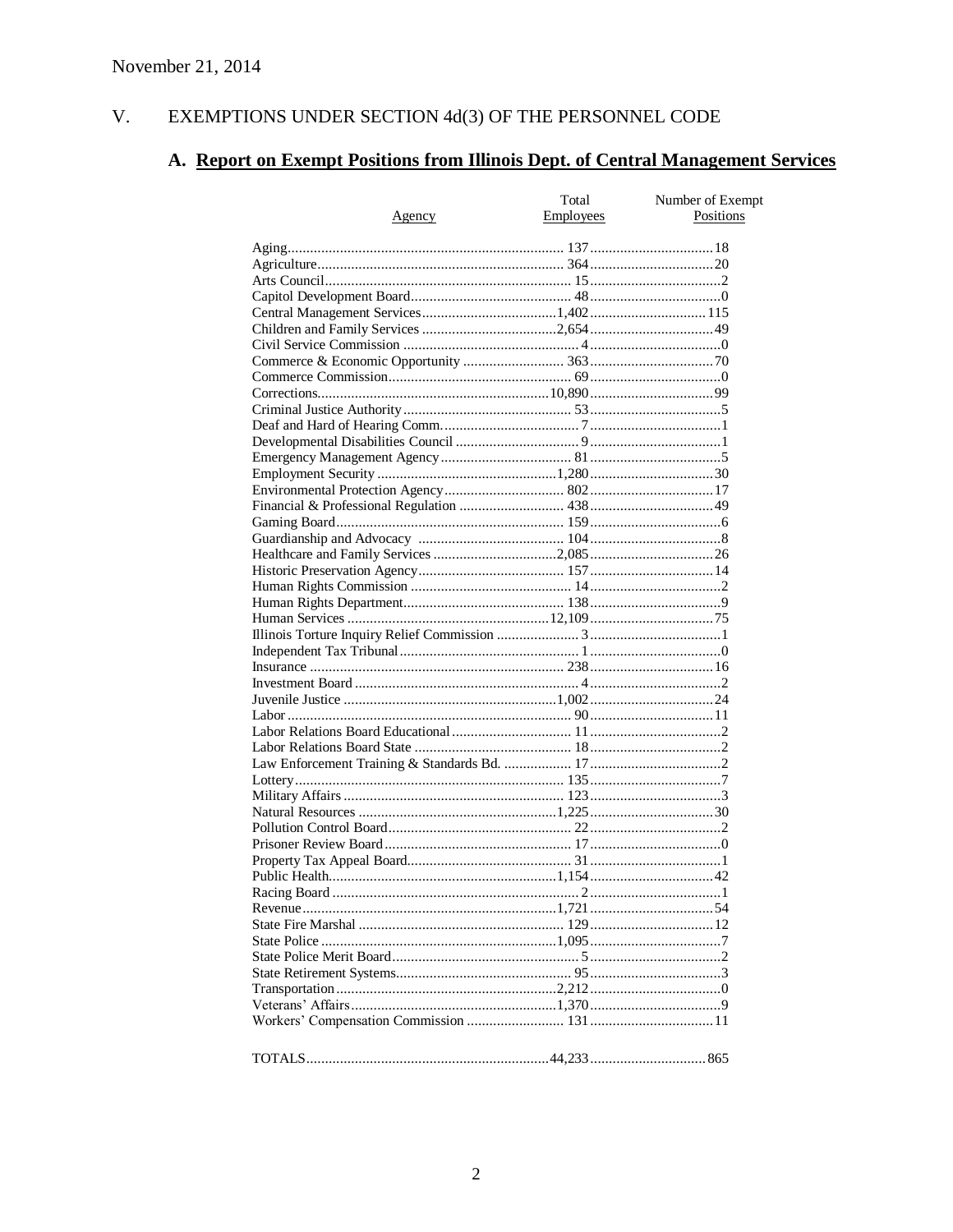November 21, 2014

## V. EXEMPTIONS UNDER SECTION 4d(3) OF THE PERSONNEL CODE

### A. Report on Exempt Positions from Illinois Dept. of Central Management Services

| Agency | Total Employees | Number of Exempt Positions |
|---|---|---|
| Aging | 137 | 18 |
| Agriculture | 364 | 20 |
| Arts Council | 15 | 2 |
| Capitol Development Board | 48 | 0 |
| Central Management Services | 1,402 | 115 |
| Children and Family Services | 2,654 | 49 |
| Civil Service Commission | 4 | 0 |
| Commerce & Economic Opportunity | 363 | 70 |
| Commerce Commission | 69 | 0 |
| Corrections | 10,890 | 99 |
| Criminal Justice Authority | 53 | 5 |
| Deaf and Hard of Hearing Comm. | 7 | 1 |
| Developmental Disabilities Council | 9 | 1 |
| Emergency Management Agency | 81 | 5 |
| Employment Security | 1,280 | 30 |
| Environmental Protection Agency | 802 | 17 |
| Financial & Professional Regulation | 438 | 49 |
| Gaming Board | 159 | 6 |
| Guardianship and Advocacy | 104 | 8 |
| Healthcare and Family Services | 2,085 | 26 |
| Historic Preservation Agency | 157 | 14 |
| Human Rights Commission | 14 | 2 |
| Human Rights Department | 138 | 9 |
| Human Services | 12,109 | 75 |
| Illinois Torture Inquiry Relief Commission | 3 | 1 |
| Independent Tax Tribunal | 1 | 0 |
| Insurance | 238 | 16 |
| Investment Board | 4 | 2 |
| Juvenile Justice | 1,002 | 24 |
| Labor | 90 | 11 |
| Labor Relations Board Educational | 11 | 2 |
| Labor Relations Board State | 18 | 2 |
| Law Enforcement Training & Standards Bd. | 17 | 2 |
| Lottery | 135 | 7 |
| Military Affairs | 123 | 3 |
| Natural Resources | 1,225 | 30 |
| Pollution Control Board | 22 | 2 |
| Prisoner Review Board | 17 | 0 |
| Property Tax Appeal Board | 31 | 1 |
| Public Health | 1,154 | 42 |
| Racing Board | 2 | 1 |
| Revenue | 1,721 | 54 |
| State Fire Marshal | 129 | 12 |
| State Police | 1,095 | 7 |
| State Police Merit Board | 5 | 2 |
| State Retirement Systems | 95 | 3 |
| Transportation | 2,212 | 0 |
| Veterans' Affairs | 1,370 | 9 |
| Workers' Compensation Commission | 131 | 11 |
| TOTALS | 44,233 | 865 |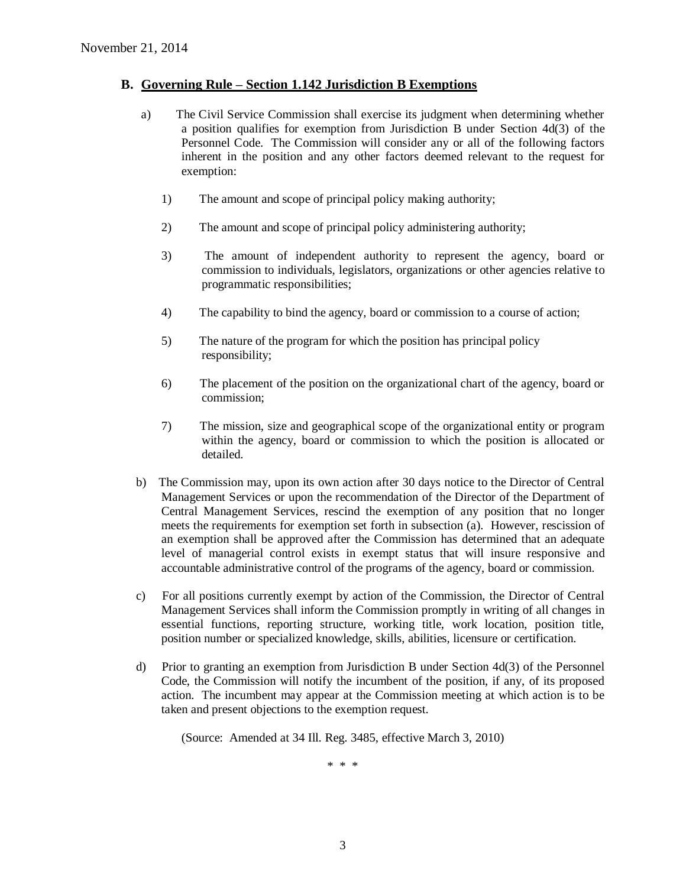November 21, 2014

## B. Governing Rule – Section 1.142 Jurisdiction B Exemptions

a) The Civil Service Commission shall exercise its judgment when determining whether a position qualifies for exemption from Jurisdiction B under Section 4d(3) of the Personnel Code. The Commission will consider any or all of the following factors inherent in the position and any other factors deemed relevant to the request for exemption:

1) The amount and scope of principal policy making authority;

2) The amount and scope of principal policy administering authority;

3) The amount of independent authority to represent the agency, board or commission to individuals, legislators, organizations or other agencies relative to programmatic responsibilities;

4) The capability to bind the agency, board or commission to a course of action;

5) The nature of the program for which the position has principal policy responsibility;

6) The placement of the position on the organizational chart of the agency, board or commission;

7) The mission, size and geographical scope of the organizational entity or program within the agency, board or commission to which the position is allocated or detailed.

b) The Commission may, upon its own action after 30 days notice to the Director of Central Management Services or upon the recommendation of the Director of the Department of Central Management Services, rescind the exemption of any position that no longer meets the requirements for exemption set forth in subsection (a). However, rescission of an exemption shall be approved after the Commission has determined that an adequate level of managerial control exists in exempt status that will insure responsive and accountable administrative control of the programs of the agency, board or commission.

c) For all positions currently exempt by action of the Commission, the Director of Central Management Services shall inform the Commission promptly in writing of all changes in essential functions, reporting structure, working title, work location, position title, position number or specialized knowledge, skills, abilities, licensure or certification.

d) Prior to granting an exemption from Jurisdiction B under Section 4d(3) of the Personnel Code, the Commission will notify the incumbent of the position, if any, of its proposed action. The incumbent may appear at the Commission meeting at which action is to be taken and present objections to the exemption request.

(Source: Amended at 34 Ill. Reg. 3485, effective March 3, 2010)

\* \* \*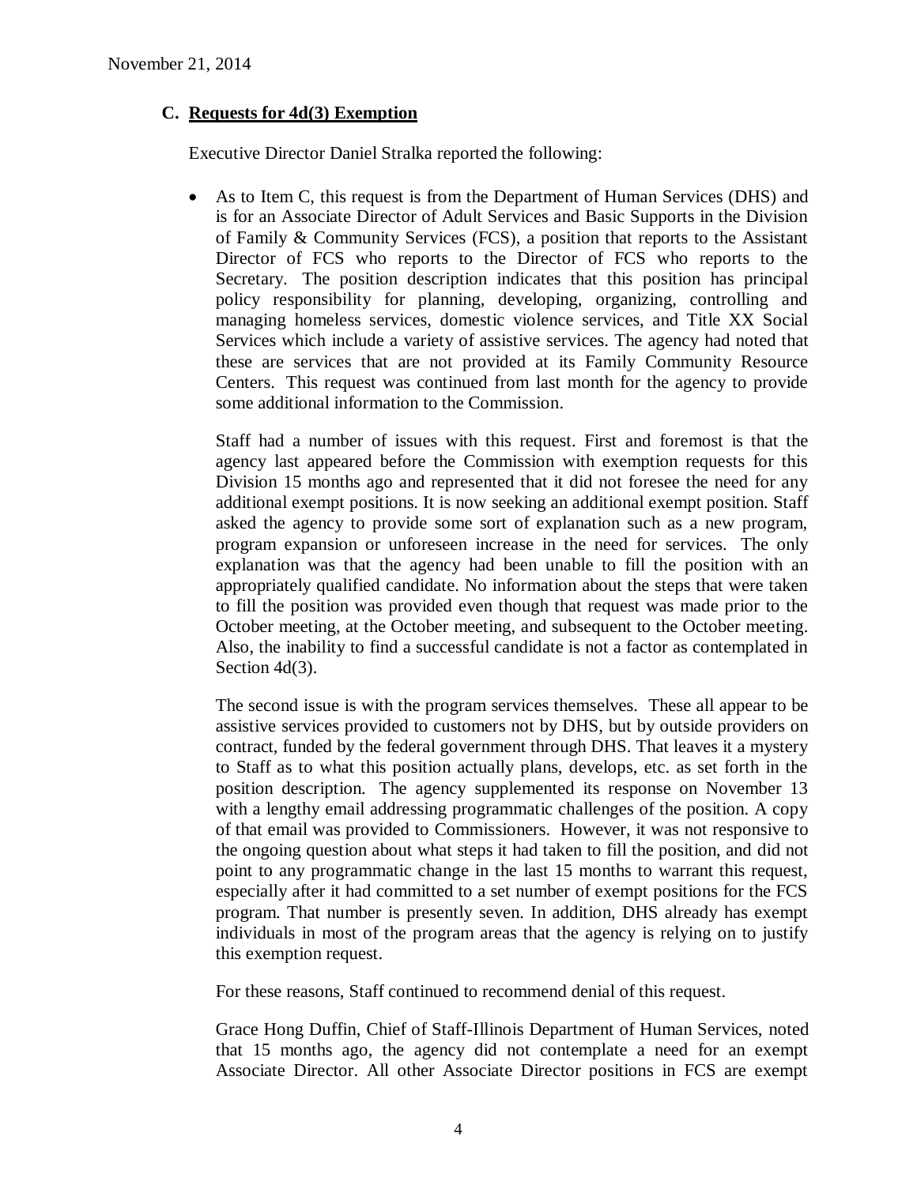November 21, 2014

### C. Requests for 4d(3) Exemption

Executive Director Daniel Stralka reported the following:

- As to Item C, this request is from the Department of Human Services (DHS) and is for an Associate Director of Adult Services and Basic Supports in the Division of Family & Community Services (FCS), a position that reports to the Assistant Director of FCS who reports to the Director of FCS who reports to the Secretary. The position description indicates that this position has principal policy responsibility for planning, developing, organizing, controlling and managing homeless services, domestic violence services, and Title XX Social Services which include a variety of assistive services. The agency had noted that these are services that are not provided at its Family Community Resource Centers. This request was continued from last month for the agency to provide some additional information to the Commission.

  Staff had a number of issues with this request. First and foremost is that the agency last appeared before the Commission with exemption requests for this Division 15 months ago and represented that it did not foresee the need for any additional exempt positions. It is now seeking an additional exempt position. Staff asked the agency to provide some sort of explanation such as a new program, program expansion or unforeseen increase in the need for services. The only explanation was that the agency had been unable to fill the position with an appropriately qualified candidate. No information about the steps that were taken to fill the position was provided even though that request was made prior to the October meeting, at the October meeting, and subsequent to the October meeting. Also, the inability to find a successful candidate is not a factor as contemplated in Section 4d(3).

  The second issue is with the program services themselves. These all appear to be assistive services provided to customers not by DHS, but by outside providers on contract, funded by the federal government through DHS. That leaves it a mystery to Staff as to what this position actually plans, develops, etc. as set forth in the position description. The agency supplemented its response on November 13 with a lengthy email addressing programmatic challenges of the position. A copy of that email was provided to Commissioners. However, it was not responsive to the ongoing question about what steps it had taken to fill the position, and did not point to any programmatic change in the last 15 months to warrant this request, especially after it had committed to a set number of exempt positions for the FCS program. That number is presently seven. In addition, DHS already has exempt individuals in most of the program areas that the agency is relying on to justify this exemption request.

  For these reasons, Staff continued to recommend denial of this request.

  Grace Hong Duffin, Chief of Staff-Illinois Department of Human Services, noted that 15 months ago, the agency did not contemplate a need for an exempt Associate Director. All other Associate Director positions in FCS are exempt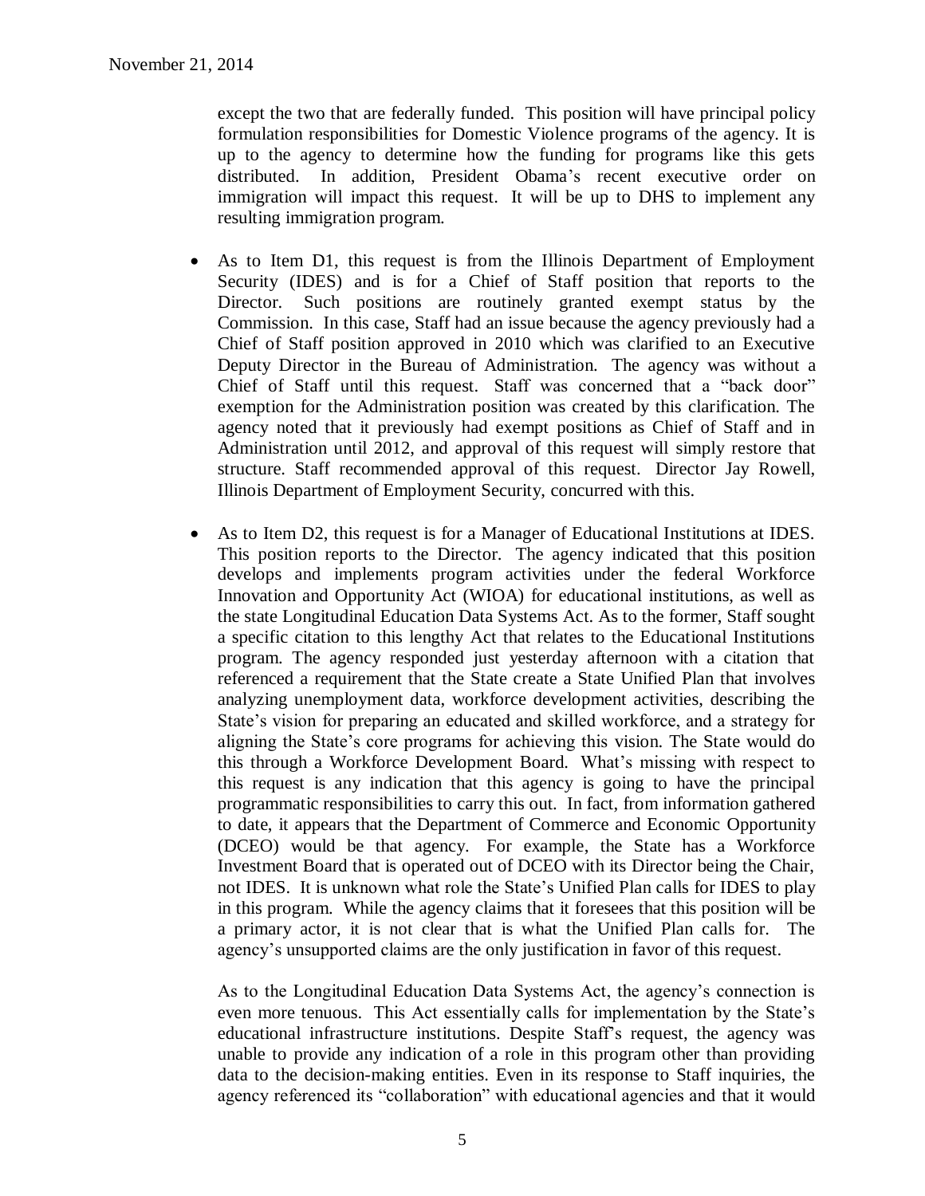except the two that are federally funded. This position will have principal policy formulation responsibilities for Domestic Violence programs of the agency. It is up to the agency to determine how the funding for programs like this gets distributed. In addition, President Obama's recent executive order on immigration will impact this request. It will be up to DHS to implement any resulting immigration program.

- As to Item D1, this request is from the Illinois Department of Employment Security (IDES) and is for a Chief of Staff position that reports to the Director. Such positions are routinely granted exempt status by the Commission. In this case, Staff had an issue because the agency previously had a Chief of Staff position approved in 2010 which was clarified to an Executive Deputy Director in the Bureau of Administration. The agency was without a Chief of Staff until this request. Staff was concerned that a "back door" exemption for the Administration position was created by this clarification. The agency noted that it previously had exempt positions as Chief of Staff and in Administration until 2012, and approval of this request will simply restore that structure. Staff recommended approval of this request. Director Jay Rowell, Illinois Department of Employment Security, concurred with this.

- As to Item D2, this request is for a Manager of Educational Institutions at IDES. This position reports to the Director. The agency indicated that this position develops and implements program activities under the federal Workforce Innovation and Opportunity Act (WIOA) for educational institutions, as well as the state Longitudinal Education Data Systems Act. As to the former, Staff sought a specific citation to this lengthy Act that relates to the Educational Institutions program. The agency responded just yesterday afternoon with a citation that referenced a requirement that the State create a State Unified Plan that involves analyzing unemployment data, workforce development activities, describing the State's vision for preparing an educated and skilled workforce, and a strategy for aligning the State's core programs for achieving this vision. The State would do this through a Workforce Development Board. What's missing with respect to this request is any indication that this agency is going to have the principal programmatic responsibilities to carry this out. In fact, from information gathered to date, it appears that the Department of Commerce and Economic Opportunity (DCEO) would be that agency. For example, the State has a Workforce Investment Board that is operated out of DCEO with its Director being the Chair, not IDES. It is unknown what role the State's Unified Plan calls for IDES to play in this program. While the agency claims that it foresees that this position will be a primary actor, it is not clear that is what the Unified Plan calls for. The agency's unsupported claims are the only justification in favor of this request.

  As to the Longitudinal Education Data Systems Act, the agency's connection is even more tenuous. This Act essentially calls for implementation by the State's educational infrastructure institutions. Despite Staff's request, the agency was unable to provide any indication of a role in this program other than providing data to the decision-making entities. Even in its response to Staff inquiries, the agency referenced its "collaboration" with educational agencies and that it would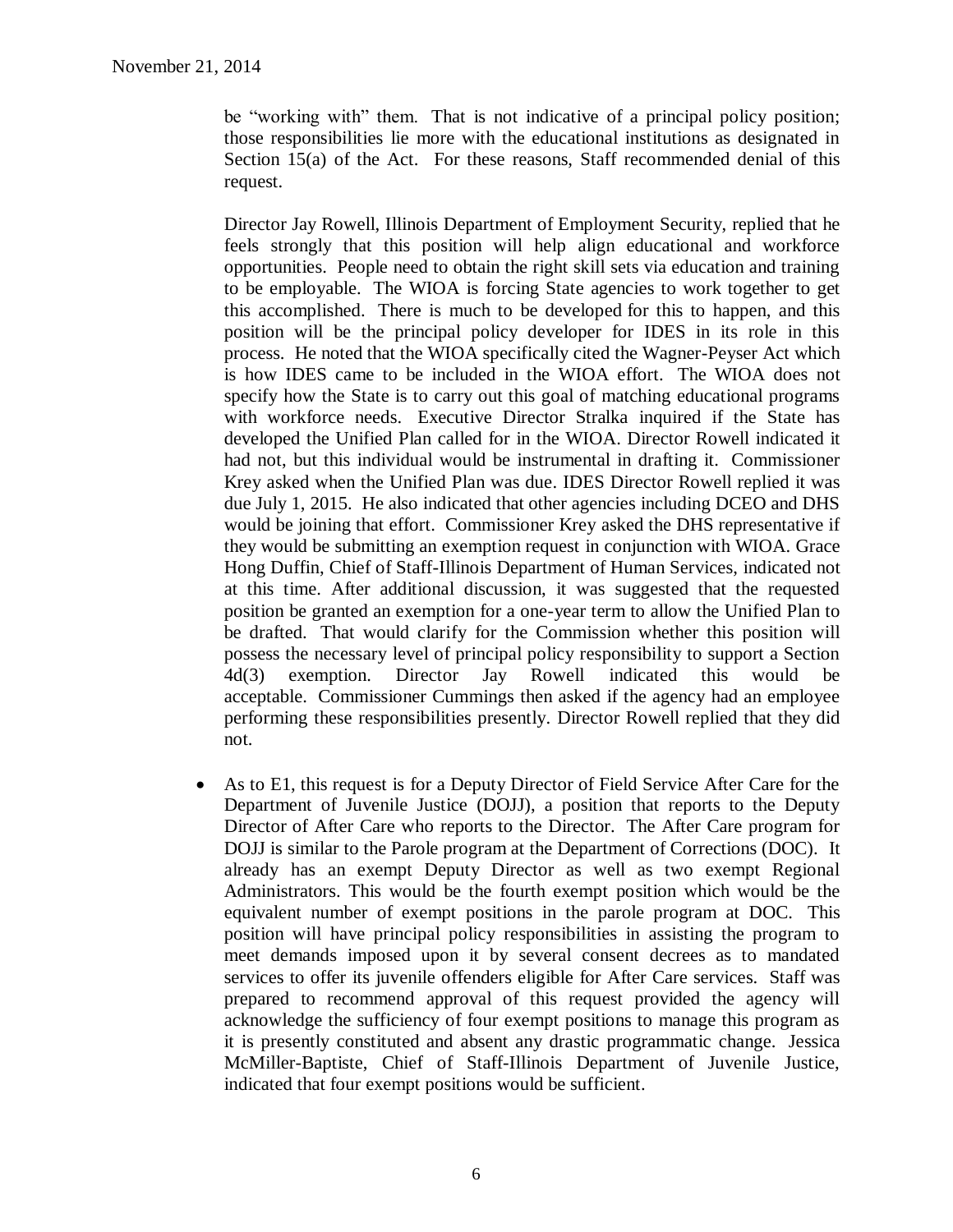be "working with" them. That is not indicative of a principal policy position; those responsibilities lie more with the educational institutions as designated in Section 15(a) of the Act. For these reasons, Staff recommended denial of this request.

Director Jay Rowell, Illinois Department of Employment Security, replied that he feels strongly that this position will help align educational and workforce opportunities. People need to obtain the right skill sets via education and training to be employable. The WIOA is forcing State agencies to work together to get this accomplished. There is much to be developed for this to happen, and this position will be the principal policy developer for IDES in its role in this process. He noted that the WIOA specifically cited the Wagner-Peyser Act which is how IDES came to be included in the WIOA effort. The WIOA does not specify how the State is to carry out this goal of matching educational programs with workforce needs. Executive Director Stralka inquired if the State has developed the Unified Plan called for in the WIOA. Director Rowell indicated it had not, but this individual would be instrumental in drafting it. Commissioner Krey asked when the Unified Plan was due. IDES Director Rowell replied it was due July 1, 2015. He also indicated that other agencies including DCEO and DHS would be joining that effort. Commissioner Krey asked the DHS representative if they would be submitting an exemption request in conjunction with WIOA. Grace Hong Duffin, Chief of Staff-Illinois Department of Human Services, indicated not at this time. After additional discussion, it was suggested that the requested position be granted an exemption for a one-year term to allow the Unified Plan to be drafted. That would clarify for the Commission whether this position will possess the necessary level of principal policy responsibility to support a Section 4d(3) exemption. Director Jay Rowell indicated this would be acceptable. Commissioner Cummings then asked if the agency had an employee performing these responsibilities presently. Director Rowell replied that they did not.

- As to E1, this request is for a Deputy Director of Field Service After Care for the Department of Juvenile Justice (DOJJ), a position that reports to the Deputy Director of After Care who reports to the Director. The After Care program for DOJJ is similar to the Parole program at the Department of Corrections (DOC). It already has an exempt Deputy Director as well as two exempt Regional Administrators. This would be the fourth exempt position which would be the equivalent number of exempt positions in the parole program at DOC. This position will have principal policy responsibilities in assisting the program to meet demands imposed upon it by several consent decrees as to mandated services to offer its juvenile offenders eligible for After Care services. Staff was prepared to recommend approval of this request provided the agency will acknowledge the sufficiency of four exempt positions to manage this program as it is presently constituted and absent any drastic programmatic change. Jessica McMiller-Baptiste, Chief of Staff-Illinois Department of Juvenile Justice, indicated that four exempt positions would be sufficient.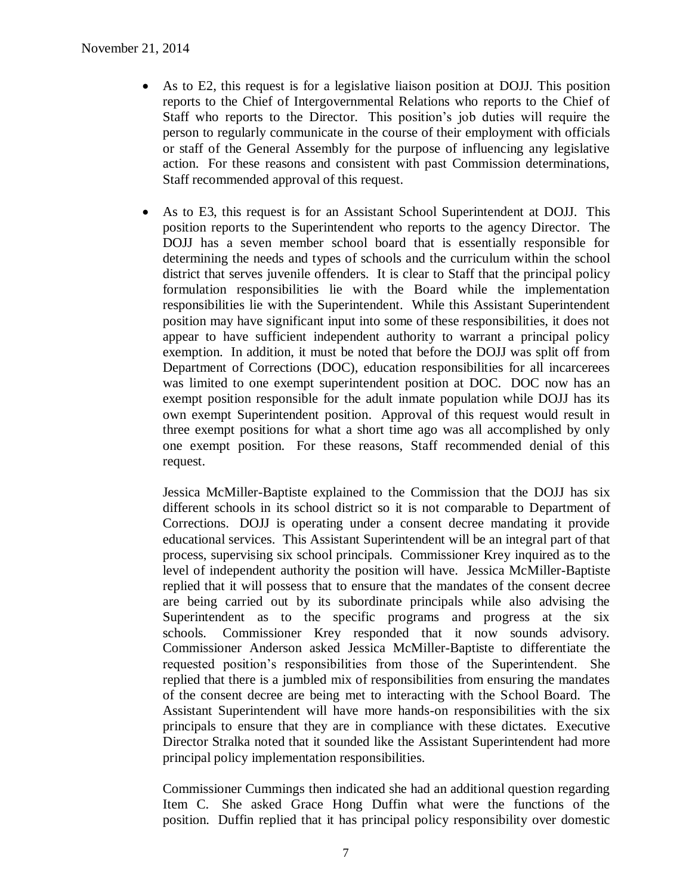- As to E2, this request is for a legislative liaison position at DOJJ. This position reports to the Chief of Intergovernmental Relations who reports to the Chief of Staff who reports to the Director. This position's job duties will require the person to regularly communicate in the course of their employment with officials or staff of the General Assembly for the purpose of influencing any legislative action. For these reasons and consistent with past Commission determinations, Staff recommended approval of this request.

- As to E3, this request is for an Assistant School Superintendent at DOJJ. This position reports to the Superintendent who reports to the agency Director. The DOJJ has a seven member school board that is essentially responsible for determining the needs and types of schools and the curriculum within the school district that serves juvenile offenders. It is clear to Staff that the principal policy formulation responsibilities lie with the Board while the implementation responsibilities lie with the Superintendent. While this Assistant Superintendent position may have significant input into some of these responsibilities, it does not appear to have sufficient independent authority to warrant a principal policy exemption. In addition, it must be noted that before the DOJJ was split off from Department of Corrections (DOC), education responsibilities for all incarcerees was limited to one exempt superintendent position at DOC. DOC now has an exempt position responsible for the adult inmate population while DOJJ has its own exempt Superintendent position. Approval of this request would result in three exempt positions for what a short time ago was all accomplished by only one exempt position. For these reasons, Staff recommended denial of this request.

  Jessica McMiller-Baptiste explained to the Commission that the DOJJ has six different schools in its school district so it is not comparable to Department of Corrections. DOJJ is operating under a consent decree mandating it provide educational services. This Assistant Superintendent will be an integral part of that process, supervising six school principals. Commissioner Krey inquired as to the level of independent authority the position will have. Jessica McMiller-Baptiste replied that it will possess that to ensure that the mandates of the consent decree are being carried out by its subordinate principals while also advising the Superintendent as to the specific programs and progress at the six schools. Commissioner Krey responded that it now sounds advisory. Commissioner Anderson asked Jessica McMiller-Baptiste to differentiate the requested position's responsibilities from those of the Superintendent. She replied that there is a jumbled mix of responsibilities from ensuring the mandates of the consent decree are being met to interacting with the School Board. The Assistant Superintendent will have more hands-on responsibilities with the six principals to ensure that they are in compliance with these dictates. Executive Director Stralka noted that it sounded like the Assistant Superintendent had more principal policy implementation responsibilities.

  Commissioner Cummings then indicated she had an additional question regarding Item C. She asked Grace Hong Duffin what were the functions of the position. Duffin replied that it has principal policy responsibility over domestic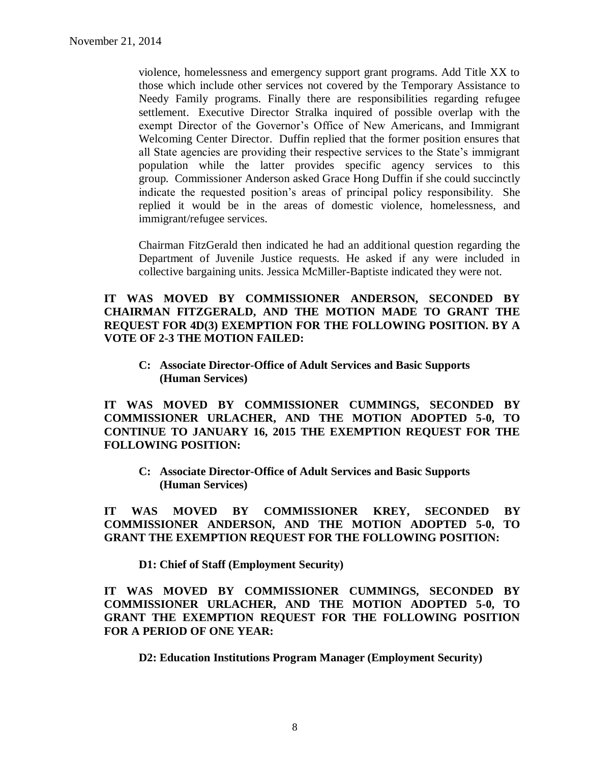violence, homelessness and emergency support grant programs. Add Title XX to those which include other services not covered by the Temporary Assistance to Needy Family programs. Finally there are responsibilities regarding refugee settlement. Executive Director Stralka inquired of possible overlap with the exempt Director of the Governor's Office of New Americans, and Immigrant Welcoming Center Director. Duffin replied that the former position ensures that all State agencies are providing their respective services to the State's immigrant population while the latter provides specific agency services to this group. Commissioner Anderson asked Grace Hong Duffin if she could succinctly indicate the requested position's areas of principal policy responsibility. She replied it would be in the areas of domestic violence, homelessness, and immigrant/refugee services.

Chairman FitzGerald then indicated he had an additional question regarding the Department of Juvenile Justice requests. He asked if any were included in collective bargaining units. Jessica McMiller-Baptiste indicated they were not.

**IT WAS MOVED BY COMMISSIONER ANDERSON, SECONDED BY CHAIRMAN FITZGERALD, AND THE MOTION MADE TO GRANT THE REQUEST FOR 4D(3) EXEMPTION FOR THE FOLLOWING POSITION. BY A VOTE OF 2-3 THE MOTION FAILED:**

**C: Associate Director-Office of Adult Services and Basic Supports (Human Services)**

**IT WAS MOVED BY COMMISSIONER CUMMINGS, SECONDED BY COMMISSIONER URLACHER, AND THE MOTION ADOPTED 5-0, TO CONTINUE TO JANUARY 16, 2015 THE EXEMPTION REQUEST FOR THE FOLLOWING POSITION:**

**C: Associate Director-Office of Adult Services and Basic Supports (Human Services)**

**IT WAS MOVED BY COMMISSIONER KREY, SECONDED BY COMMISSIONER ANDERSON, AND THE MOTION ADOPTED 5-0, TO GRANT THE EXEMPTION REQUEST FOR THE FOLLOWING POSITION:**

**D1: Chief of Staff (Employment Security)**

**IT WAS MOVED BY COMMISSIONER CUMMINGS, SECONDED BY COMMISSIONER URLACHER, AND THE MOTION ADOPTED 5-0, TO GRANT THE EXEMPTION REQUEST FOR THE FOLLOWING POSITION FOR A PERIOD OF ONE YEAR:**

**D2: Education Institutions Program Manager (Employment Security)**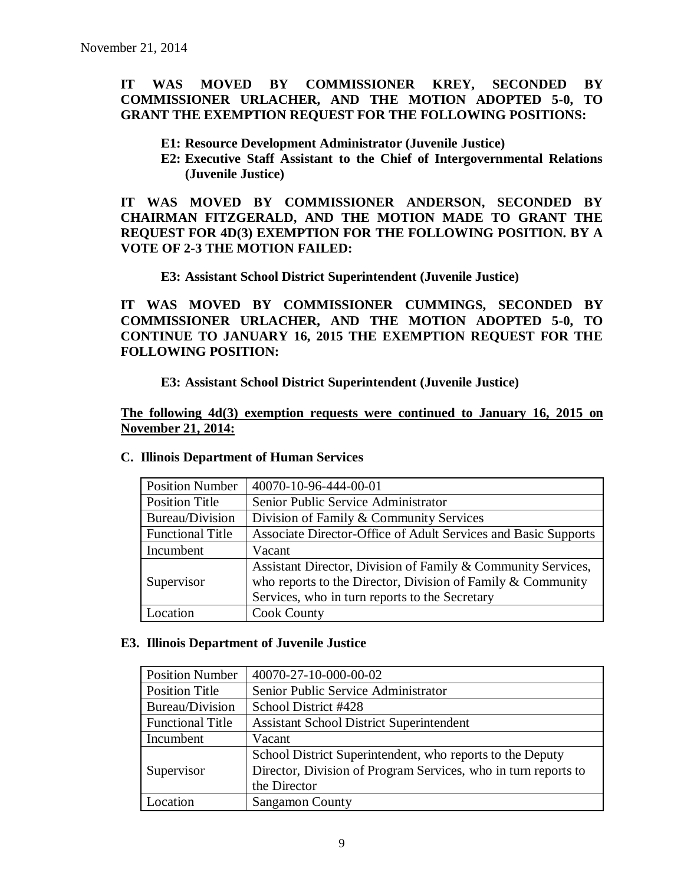November 21, 2014

**IT WAS MOVED BY COMMISSIONER KREY, SECONDED BY COMMISSIONER URLACHER, AND THE MOTION ADOPTED 5-0, TO GRANT THE EXEMPTION REQUEST FOR THE FOLLOWING POSITIONS:**

> **E1: Resource Development Administrator (Juvenile Justice)**
> **E2: Executive Staff Assistant to the Chief of Intergovernmental Relations (Juvenile Justice)**

**IT WAS MOVED BY COMMISSIONER ANDERSON, SECONDED BY CHAIRMAN FITZGERALD, AND THE MOTION MADE TO GRANT THE REQUEST FOR 4D(3) EXEMPTION FOR THE FOLLOWING POSITION. BY A VOTE OF 2-3 THE MOTION FAILED:**

> **E3: Assistant School District Superintendent (Juvenile Justice)**

**IT WAS MOVED BY COMMISSIONER CUMMINGS, SECONDED BY COMMISSIONER URLACHER, AND THE MOTION ADOPTED 5-0, TO CONTINUE TO JANUARY 16, 2015 THE EXEMPTION REQUEST FOR THE FOLLOWING POSITION:**

> **E3: Assistant School District Superintendent (Juvenile Justice)**

**The following 4d(3) exemption requests were continued to January 16, 2015 on November 21, 2014:**

### C. Illinois Department of Human Services

| Position Number | 40070-10-96-444-00-01 |
|---|---|
| Position Title | Senior Public Service Administrator |
| Bureau/Division | Division of Family & Community Services |
| Functional Title | Associate Director-Office of Adult Services and Basic Supports |
| Incumbent | Vacant |
| Supervisor | Assistant Director, Division of Family & Community Services, who reports to the Director, Division of Family & Community Services, who in turn reports to the Secretary |
| Location | Cook County |

### E3. Illinois Department of Juvenile Justice

| Position Number | 40070-27-10-000-00-02 |
|---|---|
| Position Title | Senior Public Service Administrator |
| Bureau/Division | School District #428 |
| Functional Title | Assistant School District Superintendent |
| Incumbent | Vacant |
| Supervisor | School District Superintendent, who reports to the Deputy Director, Division of Program Services, who in turn reports to the Director |
| Location | Sangamon County |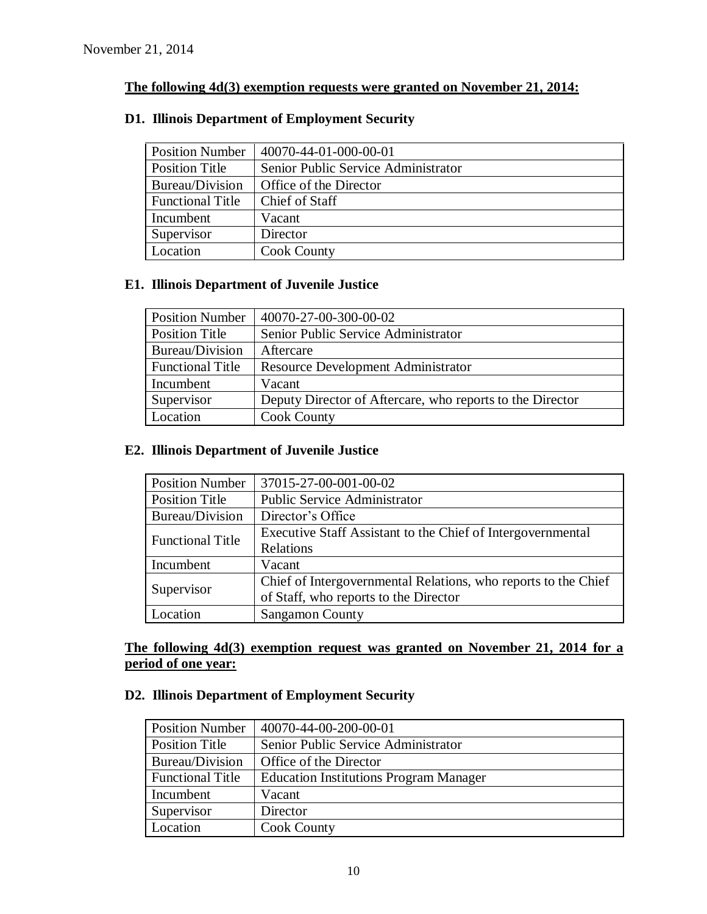November 21, 2014

**The following 4d(3) exemption requests were granted on November 21, 2014:**

### D1. Illinois Department of Employment Security

| Position Number | 40070-44-01-000-00-01 |
|---|---|
| Position Title | Senior Public Service Administrator |
| Bureau/Division | Office of the Director |
| Functional Title | Chief of Staff |
| Incumbent | Vacant |
| Supervisor | Director |
| Location | Cook County |

### E1. Illinois Department of Juvenile Justice

| Position Number | 40070-27-00-300-00-02 |
|---|---|
| Position Title | Senior Public Service Administrator |
| Bureau/Division | Aftercare |
| Functional Title | Resource Development Administrator |
| Incumbent | Vacant |
| Supervisor | Deputy Director of Aftercare, who reports to the Director |
| Location | Cook County |

### E2. Illinois Department of Juvenile Justice

| Position Number | 37015-27-00-001-00-02 |
|---|---|
| Position Title | Public Service Administrator |
| Bureau/Division | Director's Office |
| Functional Title | Executive Staff Assistant to the Chief of Intergovernmental Relations |
| Incumbent | Vacant |
| Supervisor | Chief of Intergovernmental Relations, who reports to the Chief of Staff, who reports to the Director |
| Location | Sangamon County |

**The following 4d(3) exemption request was granted on November 21, 2014 for a period of one year:**

### D2. Illinois Department of Employment Security

| Position Number | 40070-44-00-200-00-01 |
|---|---|
| Position Title | Senior Public Service Administrator |
| Bureau/Division | Office of the Director |
| Functional Title | Education Institutions Program Manager |
| Incumbent | Vacant |
| Supervisor | Director |
| Location | Cook County |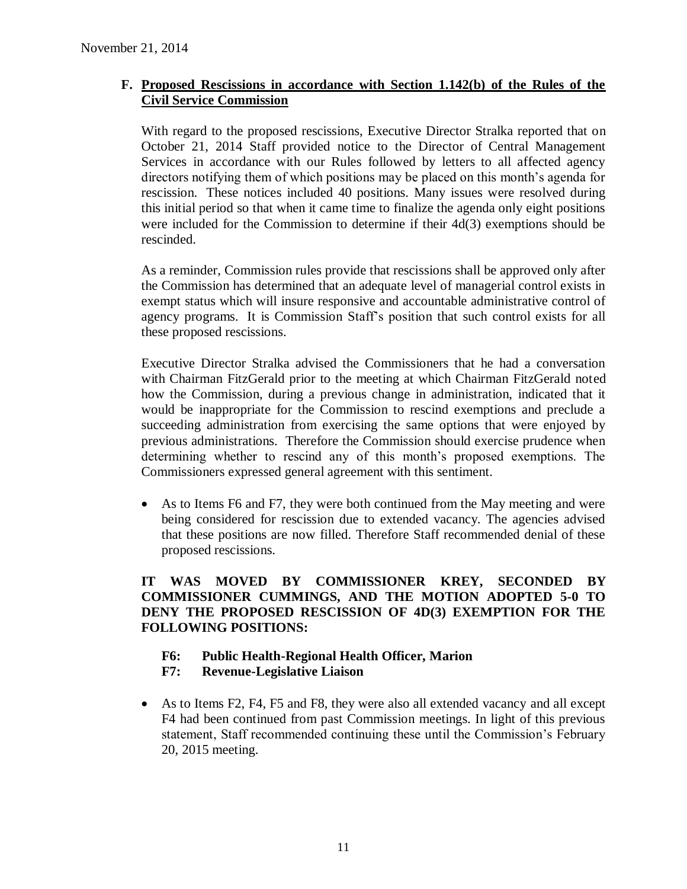November 21, 2014

## F. Proposed Rescissions in accordance with Section 1.142(b) of the Rules of the Civil Service Commission

With regard to the proposed rescissions, Executive Director Stralka reported that on October 21, 2014 Staff provided notice to the Director of Central Management Services in accordance with our Rules followed by letters to all affected agency directors notifying them of which positions may be placed on this month's agenda for rescission. These notices included 40 positions. Many issues were resolved during this initial period so that when it came time to finalize the agenda only eight positions were included for the Commission to determine if their 4d(3) exemptions should be rescinded.

As a reminder, Commission rules provide that rescissions shall be approved only after the Commission has determined that an adequate level of managerial control exists in exempt status which will insure responsive and accountable administrative control of agency programs. It is Commission Staff's position that such control exists for all these proposed rescissions.

Executive Director Stralka advised the Commissioners that he had a conversation with Chairman FitzGerald prior to the meeting at which Chairman FitzGerald noted how the Commission, during a previous change in administration, indicated that it would be inappropriate for the Commission to rescind exemptions and preclude a succeeding administration from exercising the same options that were enjoyed by previous administrations. Therefore the Commission should exercise prudence when determining whether to rescind any of this month's proposed exemptions. The Commissioners expressed general agreement with this sentiment.

- As to Items F6 and F7, they were both continued from the May meeting and were being considered for rescission due to extended vacancy. The agencies advised that these positions are now filled. Therefore Staff recommended denial of these proposed rescissions.

**IT WAS MOVED BY COMMISSIONER KREY, SECONDED BY COMMISSIONER CUMMINGS, AND THE MOTION ADOPTED 5-0 TO DENY THE PROPOSED RESCISSION OF 4D(3) EXEMPTION FOR THE FOLLOWING POSITIONS:**

**F6: Public Health-Regional Health Officer, Marion**
**F7: Revenue-Legislative Liaison**

- As to Items F2, F4, F5 and F8, they were also all extended vacancy and all except F4 had been continued from past Commission meetings. In light of this previous statement, Staff recommended continuing these until the Commission's February 20, 2015 meeting.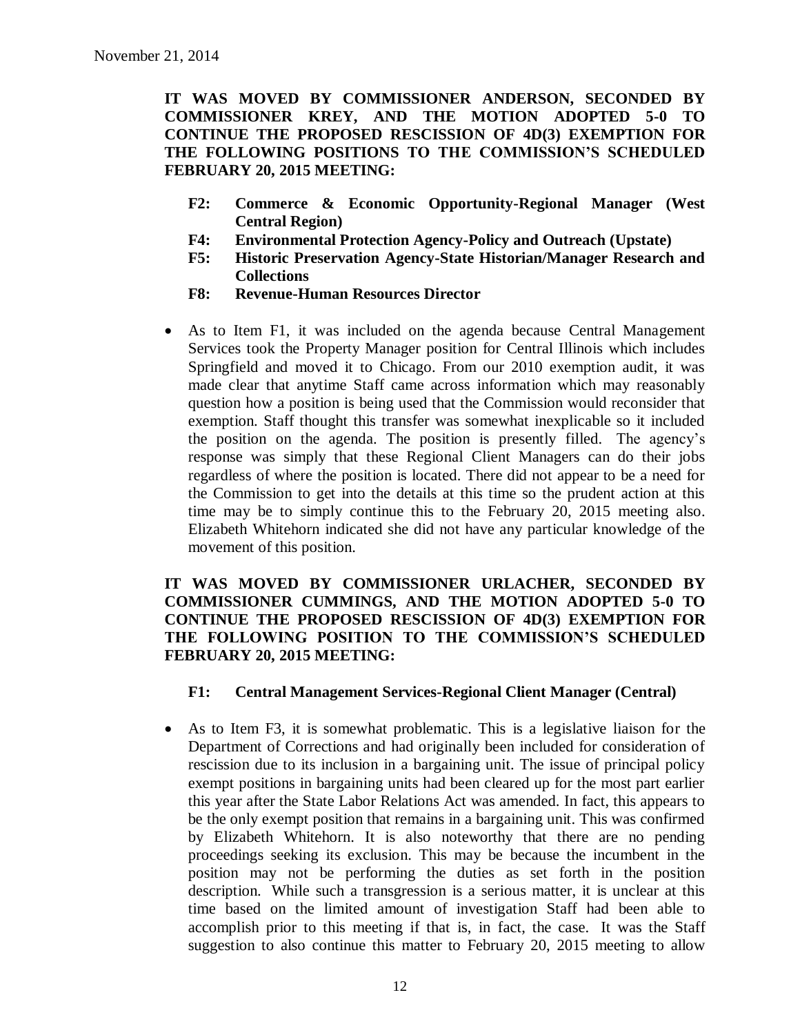**IT WAS MOVED BY COMMISSIONER ANDERSON, SECONDED BY COMMISSIONER KREY, AND THE MOTION ADOPTED 5-0 TO CONTINUE THE PROPOSED RESCISSION OF 4D(3) EXEMPTION FOR THE FOLLOWING POSITIONS TO THE COMMISSION'S SCHEDULED FEBRUARY 20, 2015 MEETING:**

- **F2: Commerce & Economic Opportunity-Regional Manager (West Central Region)**
- **F4: Environmental Protection Agency-Policy and Outreach (Upstate)**
- **F5: Historic Preservation Agency-State Historian/Manager Research and Collections**
- **F8: Revenue-Human Resources Director**

- As to Item F1, it was included on the agenda because Central Management Services took the Property Manager position for Central Illinois which includes Springfield and moved it to Chicago. From our 2010 exemption audit, it was made clear that anytime Staff came across information which may reasonably question how a position is being used that the Commission would reconsider that exemption. Staff thought this transfer was somewhat inexplicable so it included the position on the agenda. The position is presently filled. The agency's response was simply that these Regional Client Managers can do their jobs regardless of where the position is located. There did not appear to be a need for the Commission to get into the details at this time so the prudent action at this time may be to simply continue this to the February 20, 2015 meeting also. Elizabeth Whitehorn indicated she did not have any particular knowledge of the movement of this position.

**IT WAS MOVED BY COMMISSIONER URLACHER, SECONDED BY COMMISSIONER CUMMINGS, AND THE MOTION ADOPTED 5-0 TO CONTINUE THE PROPOSED RESCISSION OF 4D(3) EXEMPTION FOR THE FOLLOWING POSITION TO THE COMMISSION'S SCHEDULED FEBRUARY 20, 2015 MEETING:**

- **F1: Central Management Services-Regional Client Manager (Central)**

- As to Item F3, it is somewhat problematic. This is a legislative liaison for the Department of Corrections and had originally been included for consideration of rescission due to its inclusion in a bargaining unit. The issue of principal policy exempt positions in bargaining units had been cleared up for the most part earlier this year after the State Labor Relations Act was amended. In fact, this appears to be the only exempt position that remains in a bargaining unit. This was confirmed by Elizabeth Whitehorn. It is also noteworthy that there are no pending proceedings seeking its exclusion. This may be because the incumbent in the position may not be performing the duties as set forth in the position description. While such a transgression is a serious matter, it is unclear at this time based on the limited amount of investigation Staff had been able to accomplish prior to this meeting if that is, in fact, the case. It was the Staff suggestion to also continue this matter to February 20, 2015 meeting to allow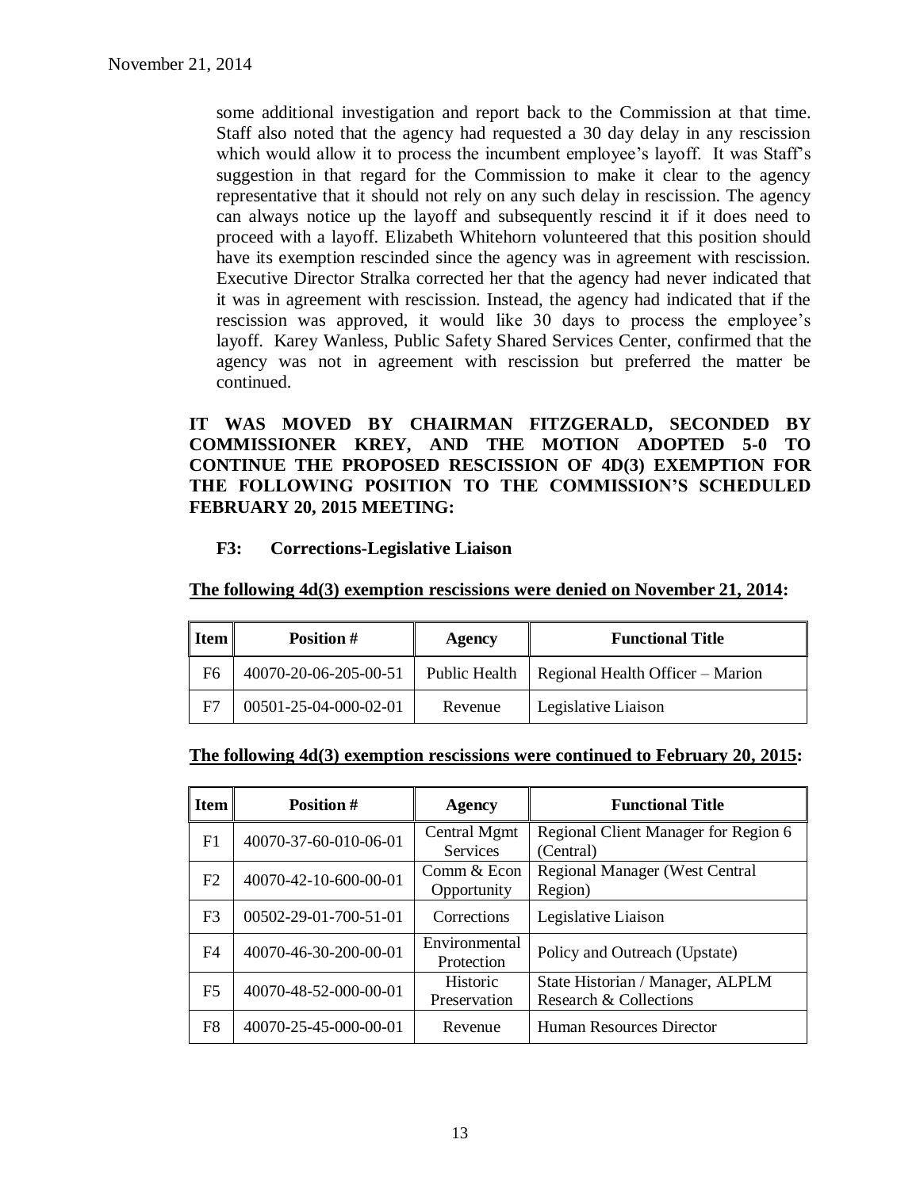some additional investigation and report back to the Commission at that time. Staff also noted that the agency had requested a 30 day delay in any rescission which would allow it to process the incumbent employee's layoff. It was Staff's suggestion in that regard for the Commission to make it clear to the agency representative that it should not rely on any such delay in rescission. The agency can always notice up the layoff and subsequently rescind it if it does need to proceed with a layoff. Elizabeth Whitehorn volunteered that this position should have its exemption rescinded since the agency was in agreement with rescission. Executive Director Stralka corrected her that the agency had never indicated that it was in agreement with rescission. Instead, the agency had indicated that if the rescission was approved, it would like 30 days to process the employee's layoff. Karey Wanless, Public Safety Shared Services Center, confirmed that the agency was not in agreement with rescission but preferred the matter be continued.

**IT WAS MOVED BY CHAIRMAN FITZGERALD, SECONDED BY COMMISSIONER KREY, AND THE MOTION ADOPTED 5-0 TO CONTINUE THE PROPOSED RESCISSION OF 4D(3) EXEMPTION FOR THE FOLLOWING POSITION TO THE COMMISSION'S SCHEDULED FEBRUARY 20, 2015 MEETING:**

**F3: Corrections-Legislative Liaison**

**The following 4d(3) exemption rescissions were denied on November 21, 2014:**

| Item | Position # | Agency | Functional Title |
|---|---|---|---|
| F6 | 40070-20-06-205-00-51 | Public Health | Regional Health Officer – Marion |
| F7 | 00501-25-04-000-02-01 | Revenue | Legislative Liaison |

**The following 4d(3) exemption rescissions were continued to February 20, 2015:**

| Item | Position # | Agency | Functional Title |
|---|---|---|---|
| F1 | 40070-37-60-010-06-01 | Central Mgmt Services | Regional Client Manager for Region 6 (Central) |
| F2 | 40070-42-10-600-00-01 | Comm & Econ Opportunity | Regional Manager (West Central Region) |
| F3 | 00502-29-01-700-51-01 | Corrections | Legislative Liaison |
| F4 | 40070-46-30-200-00-01 | Environmental Protection | Policy and Outreach (Upstate) |
| F5 | 40070-48-52-000-00-01 | Historic Preservation | State Historian / Manager, ALPLM Research & Collections |
| F8 | 40070-25-45-000-00-01 | Revenue | Human Resources Director |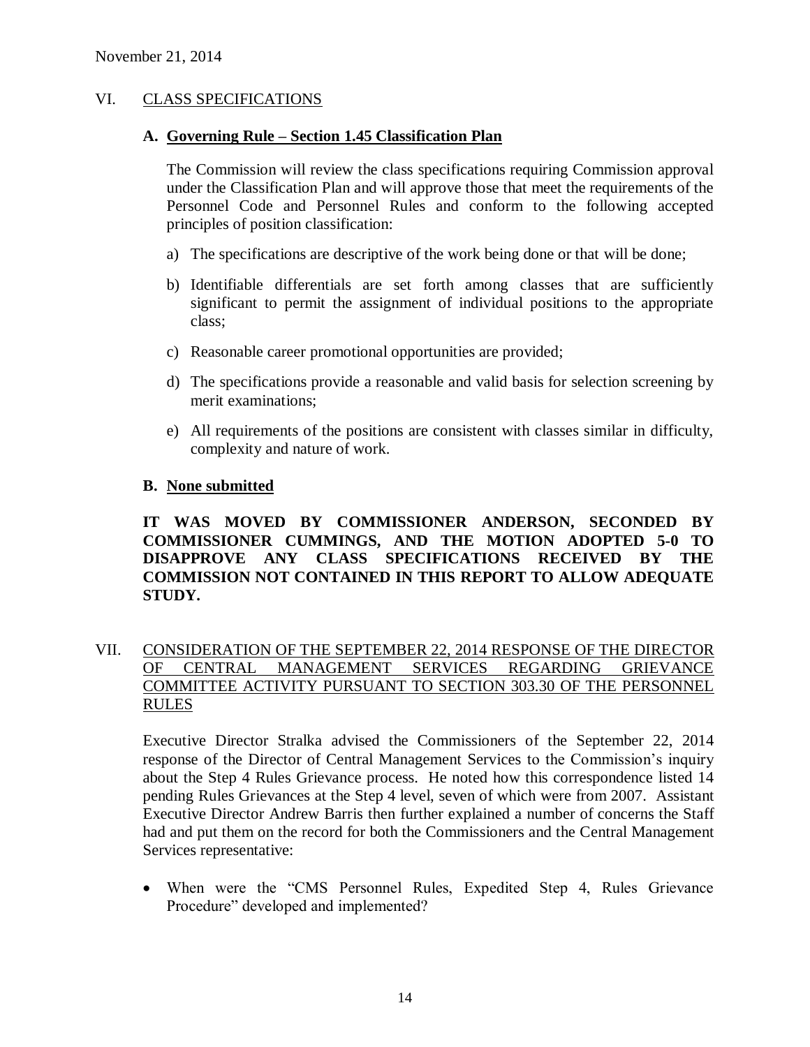November 21, 2014

## VI. CLASS SPECIFICATIONS

### A. Governing Rule – Section 1.45 Classification Plan

The Commission will review the class specifications requiring Commission approval under the Classification Plan and will approve those that meet the requirements of the Personnel Code and Personnel Rules and conform to the following accepted principles of position classification:

a) The specifications are descriptive of the work being done or that will be done;

b) Identifiable differentials are set forth among classes that are sufficiently significant to permit the assignment of individual positions to the appropriate class;

c) Reasonable career promotional opportunities are provided;

d) The specifications provide a reasonable and valid basis for selection screening by merit examinations;

e) All requirements of the positions are consistent with classes similar in difficulty, complexity and nature of work.

### B. None submitted

**IT WAS MOVED BY COMMISSIONER ANDERSON, SECONDED BY COMMISSIONER CUMMINGS, AND THE MOTION ADOPTED 5-0 TO DISAPPROVE ANY CLASS SPECIFICATIONS RECEIVED BY THE COMMISSION NOT CONTAINED IN THIS REPORT TO ALLOW ADEQUATE STUDY.**

## VII. CONSIDERATION OF THE SEPTEMBER 22, 2014 RESPONSE OF THE DIRECTOR OF CENTRAL MANAGEMENT SERVICES REGARDING GRIEVANCE COMMITTEE ACTIVITY PURSUANT TO SECTION 303.30 OF THE PERSONNEL RULES

Executive Director Stralka advised the Commissioners of the September 22, 2014 response of the Director of Central Management Services to the Commission's inquiry about the Step 4 Rules Grievance process. He noted how this correspondence listed 14 pending Rules Grievances at the Step 4 level, seven of which were from 2007. Assistant Executive Director Andrew Barris then further explained a number of concerns the Staff had and put them on the record for both the Commissioners and the Central Management Services representative:

- When were the "CMS Personnel Rules, Expedited Step 4, Rules Grievance Procedure" developed and implemented?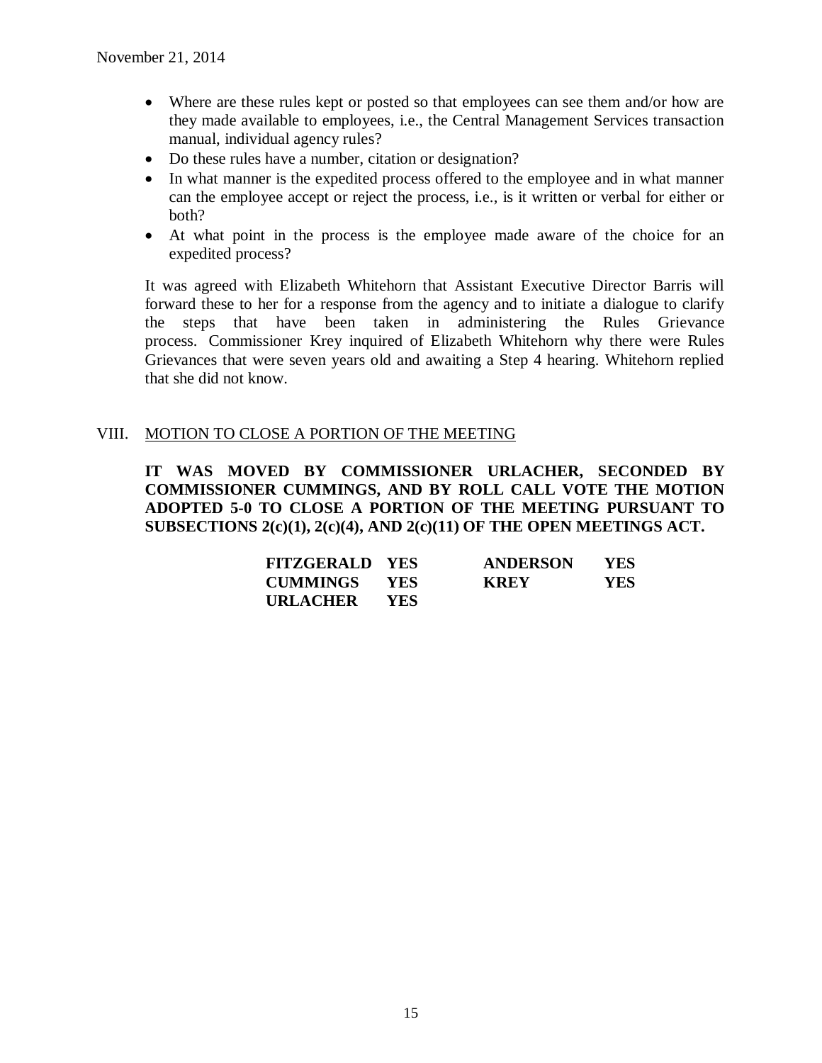- Where are these rules kept or posted so that employees can see them and/or how are they made available to employees, i.e., the Central Management Services transaction manual, individual agency rules?
- Do these rules have a number, citation or designation?
- In what manner is the expedited process offered to the employee and in what manner can the employee accept or reject the process, i.e., is it written or verbal for either or both?
- At what point in the process is the employee made aware of the choice for an expedited process?

It was agreed with Elizabeth Whitehorn that Assistant Executive Director Barris will forward these to her for a response from the agency and to initiate a dialogue to clarify the steps that have been taken in administering the Rules Grievance process. Commissioner Krey inquired of Elizabeth Whitehorn why there were Rules Grievances that were seven years old and awaiting a Step 4 hearing. Whitehorn replied that she did not know.

VIII. MOTION TO CLOSE A PORTION OF THE MEETING

**IT WAS MOVED BY COMMISSIONER URLACHER, SECONDED BY COMMISSIONER CUMMINGS, AND BY ROLL CALL VOTE THE MOTION ADOPTED 5-0 TO CLOSE A PORTION OF THE MEETING PURSUANT TO SUBSECTIONS 2(c)(1), 2(c)(4), AND 2(c)(11) OF THE OPEN MEETINGS ACT.**

| | | | |
|---|---|---|---|
| **FITZGERALD** | **YES** | **ANDERSON** | **YES** |
| **CUMMINGS** | **YES** | **KREY** | **YES** |
| **URLACHER** | **YES** | | |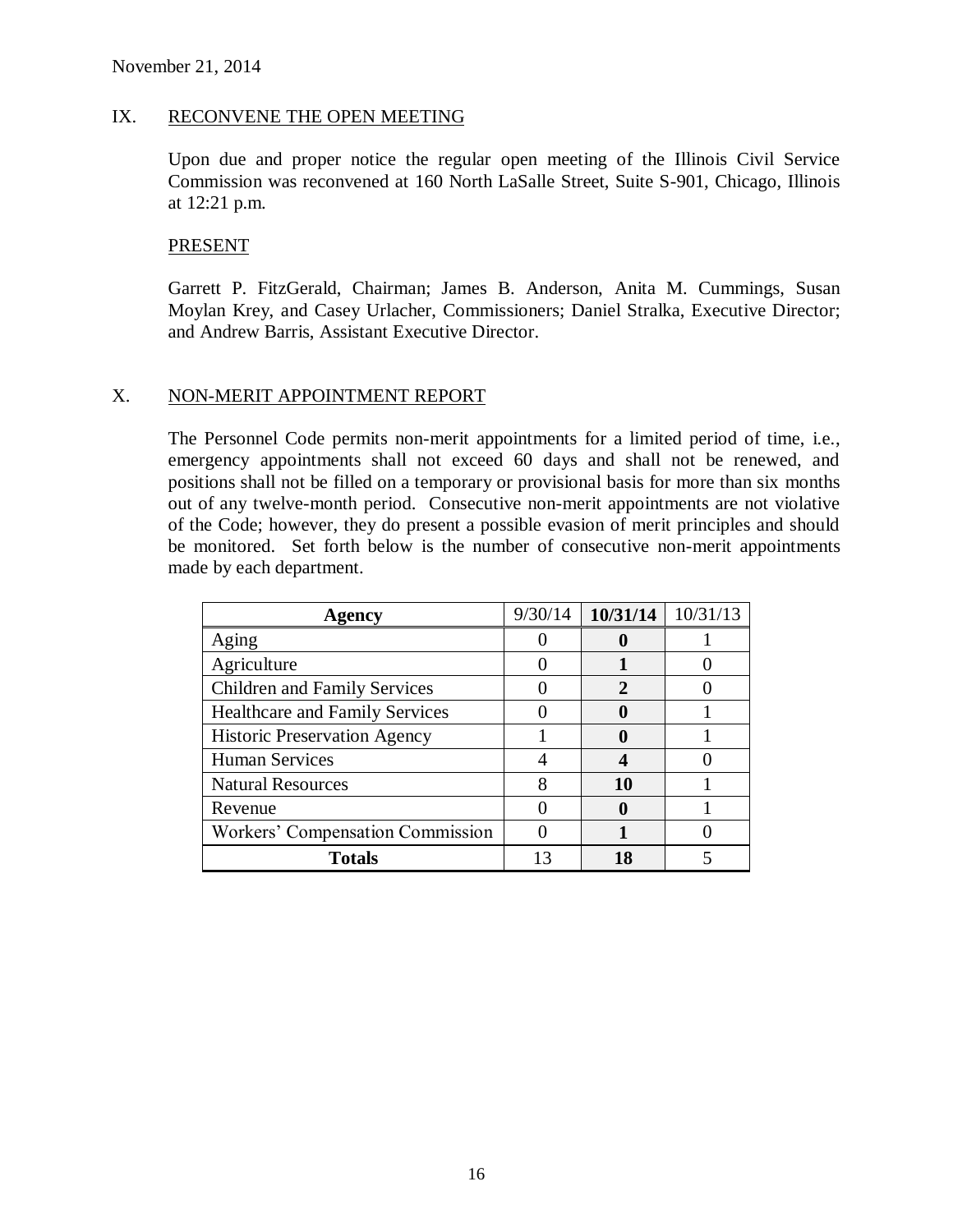## IX. RECONVENE THE OPEN MEETING

Upon due and proper notice the regular open meeting of the Illinois Civil Service Commission was reconvened at 160 North LaSalle Street, Suite S-901, Chicago, Illinois at 12:21 p.m.

### PRESENT

Garrett P. FitzGerald, Chairman; James B. Anderson, Anita M. Cummings, Susan Moylan Krey, and Casey Urlacher, Commissioners; Daniel Stralka, Executive Director; and Andrew Barris, Assistant Executive Director.

## X. NON-MERIT APPOINTMENT REPORT

The Personnel Code permits non-merit appointments for a limited period of time, i.e., emergency appointments shall not exceed 60 days and shall not be renewed, and positions shall not be filled on a temporary or provisional basis for more than six months out of any twelve-month period. Consecutive non-merit appointments are not violative of the Code; however, they do present a possible evasion of merit principles and should be monitored. Set forth below is the number of consecutive non-merit appointments made by each department.

| **Agency** | 9/30/14 | **10/31/14** | 10/31/13 |
|---|---|---|---|
| Aging | 0 | **0** | 1 |
| Agriculture | 0 | **1** | 0 |
| Children and Family Services | 0 | **2** | 0 |
| Healthcare and Family Services | 0 | **0** | 1 |
| Historic Preservation Agency | 1 | **0** | 1 |
| Human Services | 4 | **4** | 0 |
| Natural Resources | 8 | **10** | 1 |
| Revenue | 0 | **0** | 1 |
| Workers' Compensation Commission | 0 | **1** | 0 |
| **Totals** | 13 | **18** | 5 |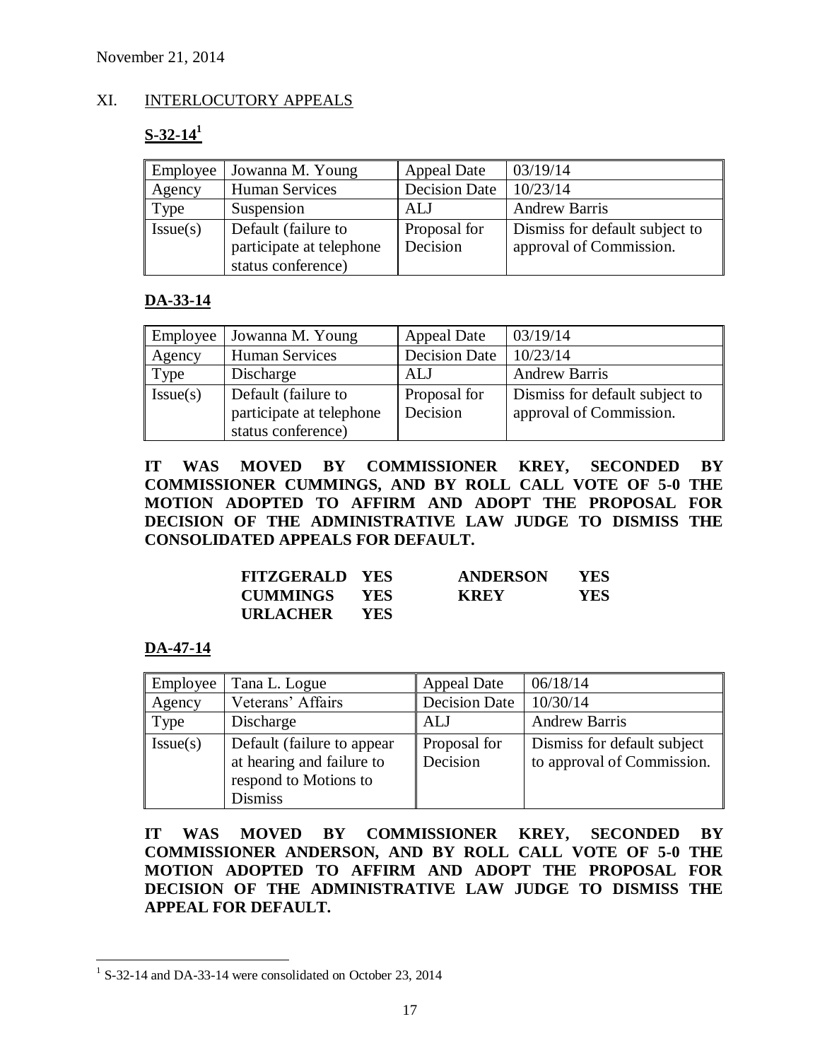November 21, 2014

## XI. INTERLOCUTORY APPEALS

### S-32-14[1]

| Employee | Jowanna M. Young | Appeal Date | 03/19/14 |
|---|---|---|---|
| Agency | Human Services | Decision Date | 10/23/14 |
| Type | Suspension | ALJ | Andrew Barris |
| Issue(s) | Default (failure to participate at telephone status conference) | Proposal for Decision | Dismiss for default subject to approval of Commission. |

### DA-33-14

| Employee | Jowanna M. Young | Appeal Date | 03/19/14 |
|---|---|---|---|
| Agency | Human Services | Decision Date | 10/23/14 |
| Type | Discharge | ALJ | Andrew Barris |
| Issue(s) | Default (failure to participate at telephone status conference) | Proposal for Decision | Dismiss for default subject to approval of Commission. |

**IT WAS MOVED BY COMMISSIONER KREY, SECONDED BY COMMISSIONER CUMMINGS, AND BY ROLL CALL VOTE OF 5-0 THE MOTION ADOPTED TO AFFIRM AND ADOPT THE PROPOSAL FOR DECISION OF THE ADMINISTRATIVE LAW JUDGE TO DISMISS THE CONSOLIDATED APPEALS FOR DEFAULT.**

| | | | |
|---|---|---|---|
| **FITZGERALD** | **YES** | **ANDERSON** | **YES** |
| **CUMMINGS** | **YES** | **KREY** | **YES** |
| **URLACHER** | **YES** | | |

### DA-47-14

| Employee | Tana L. Logue | Appeal Date | 06/18/14 |
|---|---|---|---|
| Agency | Veterans' Affairs | Decision Date | 10/30/14 |
| Type | Discharge | ALJ | Andrew Barris |
| Issue(s) | Default (failure to appear at hearing and failure to respond to Motions to Dismiss | Proposal for Decision | Dismiss for default subject to approval of Commission. |

**IT WAS MOVED BY COMMISSIONER KREY, SECONDED BY COMMISSIONER ANDERSON, AND BY ROLL CALL VOTE OF 5-0 THE MOTION ADOPTED TO AFFIRM AND ADOPT THE PROPOSAL FOR DECISION OF THE ADMINISTRATIVE LAW JUDGE TO DISMISS THE APPEAL FOR DEFAULT.**

[1] S-32-14 and DA-33-14 were consolidated on October 23, 2014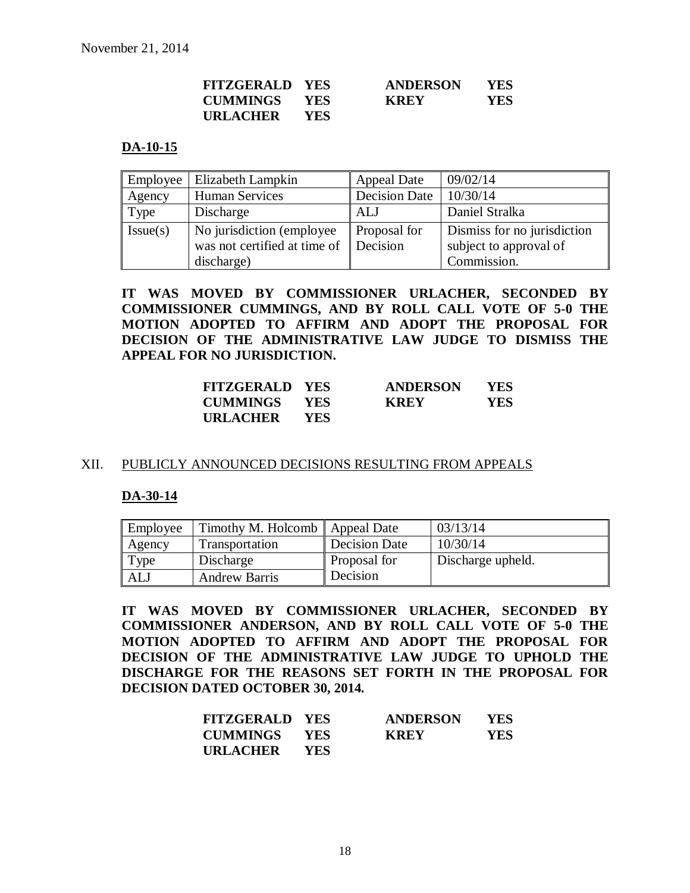November 21, 2014

| | | | |
|---|---|---|---|
| **FITZGERALD** | **YES** | **ANDERSON** | **YES** |
| **CUMMINGS** | **YES** | **KREY** | **YES** |
| **URLACHER** | **YES** | | |

**DA-10-15**

| Employee | Elizabeth Lampkin | Appeal Date | 09/02/14 |
|---|---|---|---|
| Agency | Human Services | Decision Date | 10/30/14 |
| Type | Discharge | ALJ | Daniel Stralka |
| Issue(s) | No jurisdiction (employee was not certified at time of discharge) | Proposal for Decision | Dismiss for no jurisdiction subject to approval of Commission. |

**IT WAS MOVED BY COMMISSIONER URLACHER, SECONDED BY COMMISSIONER CUMMINGS, AND BY ROLL CALL VOTE OF 5-0 THE MOTION ADOPTED TO AFFIRM AND ADOPT THE PROPOSAL FOR DECISION OF THE ADMINISTRATIVE LAW JUDGE TO DISMISS THE APPEAL FOR NO JURISDICTION.**

| | | | |
|---|---|---|---|
| **FITZGERALD** | **YES** | **ANDERSON** | **YES** |
| **CUMMINGS** | **YES** | **KREY** | **YES** |
| **URLACHER** | **YES** | | |

## XII. PUBLICLY ANNOUNCED DECISIONS RESULTING FROM APPEALS

**DA-30-14**

| Employee | Timothy M. Holcomb | Appeal Date | 03/13/14 |
|---|---|---|---|
| Agency | Transportation | Decision Date | 10/30/14 |
| Type | Discharge | Proposal for Decision | Discharge upheld. |
| ALJ | Andrew Barris | | |

**IT WAS MOVED BY COMMISSIONER URLACHER, SECONDED BY COMMISSIONER ANDERSON, AND BY ROLL CALL VOTE OF 5-0 THE MOTION ADOPTED TO AFFIRM AND ADOPT THE PROPOSAL FOR DECISION OF THE ADMINISTRATIVE LAW JUDGE TO UPHOLD THE DISCHARGE FOR THE REASONS SET FORTH IN THE PROPOSAL FOR DECISION DATED OCTOBER 30, 2014.**

| | | | |
|---|---|---|---|
| **FITZGERALD** | **YES** | **ANDERSON** | **YES** |
| **CUMMINGS** | **YES** | **KREY** | **YES** |
| **URLACHER** | **YES** | | |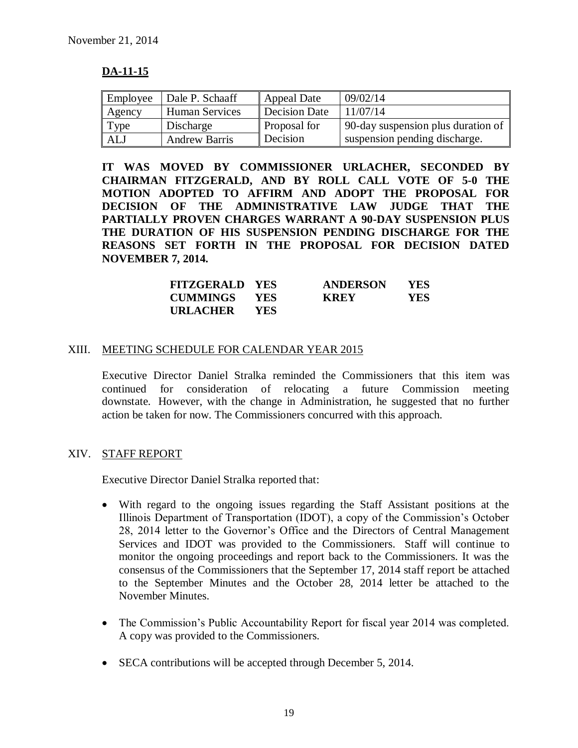November 21, 2014

## DA-11-15

| Employee | Dale P. Schaaff | Appeal Date | 09/02/14 |
|---|---|---|---|
| Agency | Human Services | Decision Date | 11/07/14 |
| Type | Discharge | Proposal for Decision | 90-day suspension plus duration of suspension pending discharge. |
| ALJ | Andrew Barris | | |

**IT WAS MOVED BY COMMISSIONER URLACHER, SECONDED BY CHAIRMAN FITZGERALD, AND BY ROLL CALL VOTE OF 5-0 THE MOTION ADOPTED TO AFFIRM AND ADOPT THE PROPOSAL FOR DECISION OF THE ADMINISTRATIVE LAW JUDGE THAT THE PARTIALLY PROVEN CHARGES WARRANT A 90-DAY SUSPENSION PLUS THE DURATION OF HIS SUSPENSION PENDING DISCHARGE FOR THE REASONS SET FORTH IN THE PROPOSAL FOR DECISION DATED NOVEMBER 7, 2014.**

| | | | |
|---|---|---|---|
| **FITZGERALD** | **YES** | **ANDERSON** | **YES** |
| **CUMMINGS** | **YES** | **KREY** | **YES** |
| **URLACHER** | **YES** | | |

## XIII. MEETING SCHEDULE FOR CALENDAR YEAR 2015

Executive Director Daniel Stralka reminded the Commissioners that this item was continued for consideration of relocating a future Commission meeting downstate. However, with the change in Administration, he suggested that no further action be taken for now. The Commissioners concurred with this approach.

## XIV. STAFF REPORT

Executive Director Daniel Stralka reported that:

- With regard to the ongoing issues regarding the Staff Assistant positions at the Illinois Department of Transportation (IDOT), a copy of the Commission's October 28, 2014 letter to the Governor's Office and the Directors of Central Management Services and IDOT was provided to the Commissioners. Staff will continue to monitor the ongoing proceedings and report back to the Commissioners. It was the consensus of the Commissioners that the September 17, 2014 staff report be attached to the September Minutes and the October 28, 2014 letter be attached to the November Minutes.
- The Commission's Public Accountability Report for fiscal year 2014 was completed. A copy was provided to the Commissioners.
- SECA contributions will be accepted through December 5, 2014.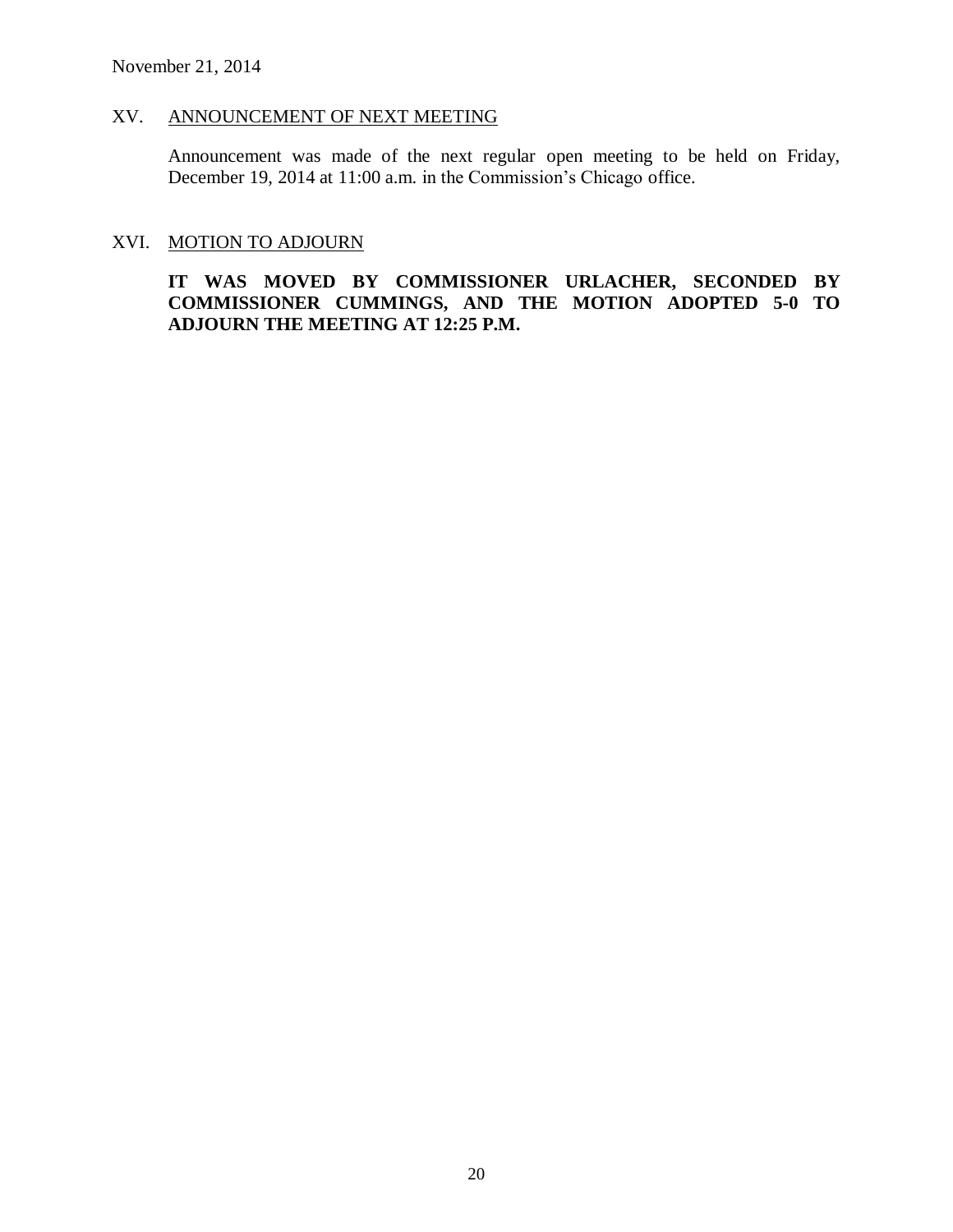## XV. ANNOUNCEMENT OF NEXT MEETING

Announcement was made of the next regular open meeting to be held on Friday, December 19, 2014 at 11:00 a.m. in the Commission's Chicago office.

## XVI. MOTION TO ADJOURN

**IT WAS MOVED BY COMMISSIONER URLACHER, SECONDED BY COMMISSIONER CUMMINGS, AND THE MOTION ADOPTED 5-0 TO ADJOURN THE MEETING AT 12:25 P.M.**